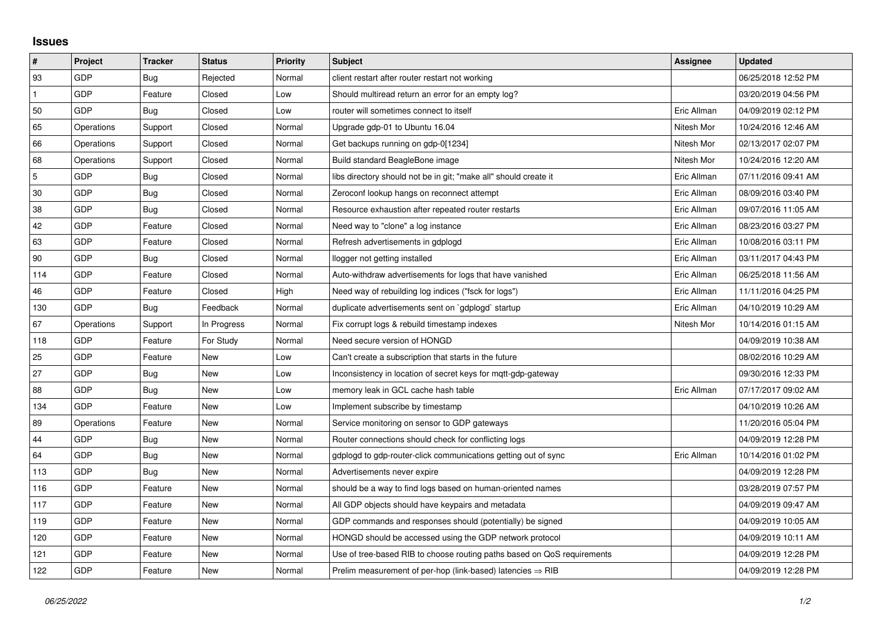## Issues

| # | Project | Tracker | Status | Priority | Subject | Assignee | Updated |
|---|---|---|---|---|---|---|---|
| 93 | GDP | Bug | Rejected | Normal | client restart after router restart not working | | 06/25/2018 12:52 PM |
| 1 | GDP | Feature | Closed | Low | Should multiread return an error for an empty log? | | 03/20/2019 04:56 PM |
| 50 | GDP | Bug | Closed | Low | router will sometimes connect to itself | Eric Allman | 04/09/2019 02:12 PM |
| 65 | Operations | Support | Closed | Normal | Upgrade gdp-01 to Ubuntu 16.04 | Nitesh Mor | 10/24/2016 12:46 AM |
| 66 | Operations | Support | Closed | Normal | Get backups running on gdp-0[1234] | Nitesh Mor | 02/13/2017 02:07 PM |
| 68 | Operations | Support | Closed | Normal | Build standard BeagleBone image | Nitesh Mor | 10/24/2016 12:20 AM |
| 5 | GDP | Bug | Closed | Normal | libs directory should not be in git; "make all" should create it | Eric Allman | 07/11/2016 09:41 AM |
| 30 | GDP | Bug | Closed | Normal | Zeroconf lookup hangs on reconnect attempt | Eric Allman | 08/09/2016 03:40 PM |
| 38 | GDP | Bug | Closed | Normal | Resource exhaustion after repeated router restarts | Eric Allman | 09/07/2016 11:05 AM |
| 42 | GDP | Feature | Closed | Normal | Need way to "clone" a log instance | Eric Allman | 08/23/2016 03:27 PM |
| 63 | GDP | Feature | Closed | Normal | Refresh advertisements in gdplogd | Eric Allman | 10/08/2016 03:11 PM |
| 90 | GDP | Bug | Closed | Normal | llogger not getting installed | Eric Allman | 03/11/2017 04:43 PM |
| 114 | GDP | Feature | Closed | Normal | Auto-withdraw advertisements for logs that have vanished | Eric Allman | 06/25/2018 11:56 AM |
| 46 | GDP | Feature | Closed | High | Need way of rebuilding log indices ("fsck for logs") | Eric Allman | 11/11/2016 04:25 PM |
| 130 | GDP | Bug | Feedback | Normal | duplicate advertisements sent on `gdplogd` startup | Eric Allman | 04/10/2019 10:29 AM |
| 67 | Operations | Support | In Progress | Normal | Fix corrupt logs & rebuild timestamp indexes | Nitesh Mor | 10/14/2016 01:15 AM |
| 118 | GDP | Feature | For Study | Normal | Need secure version of HONGD | | 04/09/2019 10:38 AM |
| 25 | GDP | Feature | New | Low | Can't create a subscription that starts in the future | | 08/02/2016 10:29 AM |
| 27 | GDP | Bug | New | Low | Inconsistency in location of secret keys for mqtt-gdp-gateway | | 09/30/2016 12:33 PM |
| 88 | GDP | Bug | New | Low | memory leak in GCL cache hash table | Eric Allman | 07/17/2017 09:02 AM |
| 134 | GDP | Feature | New | Low | Implement subscribe by timestamp | | 04/10/2019 10:26 AM |
| 89 | Operations | Feature | New | Normal | Service monitoring on sensor to GDP gateways | | 11/20/2016 05:04 PM |
| 44 | GDP | Bug | New | Normal | Router connections should check for conflicting logs | | 04/09/2019 12:28 PM |
| 64 | GDP | Bug | New | Normal | gdplogd to gdp-router-click communications getting out of sync | Eric Allman | 10/14/2016 01:02 PM |
| 113 | GDP | Bug | New | Normal | Advertisements never expire | | 04/09/2019 12:28 PM |
| 116 | GDP | Feature | New | Normal | should be a way to find logs based on human-oriented names | | 03/28/2019 07:57 PM |
| 117 | GDP | Feature | New | Normal | All GDP objects should have keypairs and metadata | | 04/09/2019 09:47 AM |
| 119 | GDP | Feature | New | Normal | GDP commands and responses should (potentially) be signed | | 04/09/2019 10:05 AM |
| 120 | GDP | Feature | New | Normal | HONGD should be accessed using the GDP network protocol | | 04/09/2019 10:11 AM |
| 121 | GDP | Feature | New | Normal | Use of tree-based RIB to choose routing paths based on QoS requirements | | 04/09/2019 12:28 PM |
| 122 | GDP | Feature | New | Normal | Prelim measurement of per-hop (link-based) latencies ⇒ RIB | | 04/09/2019 12:28 PM |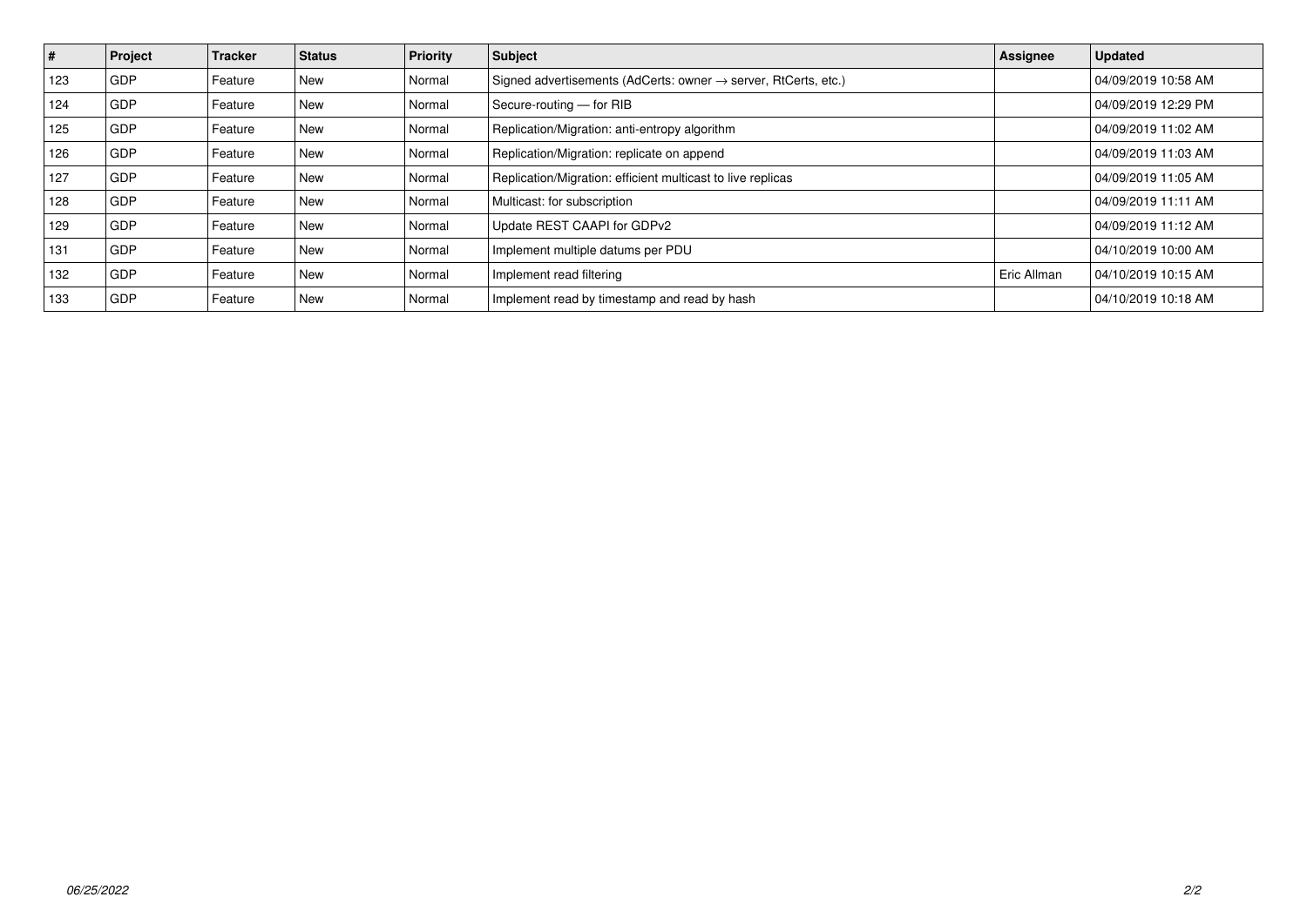| # | Project | Tracker | Status | Priority | Subject | Assignee | Updated |
|---|---|---|---|---|---|---|---|
| 123 | GDP | Feature | New | Normal | Signed advertisements (AdCerts: owner → server, RtCerts, etc.) | | 04/09/2019 10:58 AM |
| 124 | GDP | Feature | New | Normal | Secure-routing — for RIB | | 04/09/2019 12:29 PM |
| 125 | GDP | Feature | New | Normal | Replication/Migration: anti-entropy algorithm | | 04/09/2019 11:02 AM |
| 126 | GDP | Feature | New | Normal | Replication/Migration: replicate on append | | 04/09/2019 11:03 AM |
| 127 | GDP | Feature | New | Normal | Replication/Migration: efficient multicast to live replicas | | 04/09/2019 11:05 AM |
| 128 | GDP | Feature | New | Normal | Multicast: for subscription | | 04/09/2019 11:11 AM |
| 129 | GDP | Feature | New | Normal | Update REST CAAPI for GDPv2 | | 04/09/2019 11:12 AM |
| 131 | GDP | Feature | New | Normal | Implement multiple datums per PDU | | 04/10/2019 10:00 AM |
| 132 | GDP | Feature | New | Normal | Implement read filtering | Eric Allman | 04/10/2019 10:15 AM |
| 133 | GDP | Feature | New | Normal | Implement read by timestamp and read by hash | | 04/10/2019 10:18 AM |